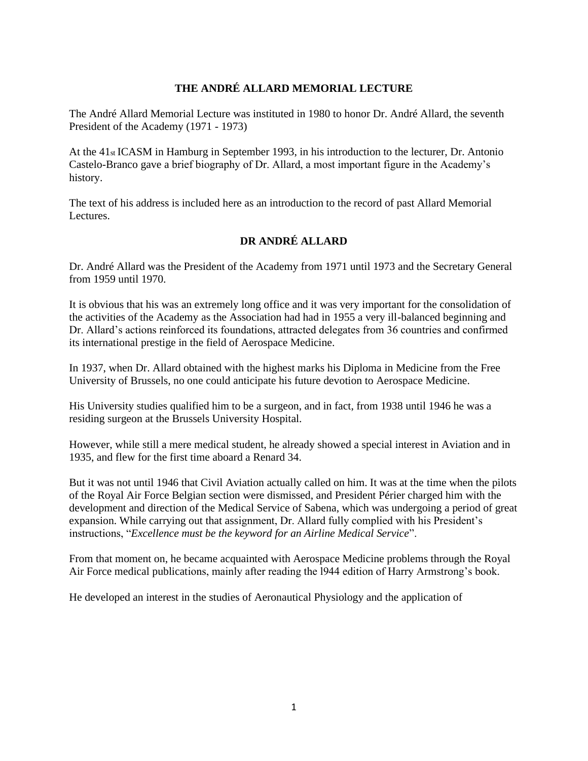# THE ANDRÉ ALLARD MEMORIAL LECTURE

The André Allard Memorial Lecture was instituted in 1980 to honor Dr. André Allard, the seventh President of the Academy (1971 - 1973)

At the 41st ICASM in Hamburg in September 1993, in his introduction to the lecturer, Dr. Antonio Castelo-Branco gave a brief biography of Dr. Allard, a most important figure in the Academy's history.

The text of his address is included here as an introduction to the record of past Allard Memorial Lectures.

## DR ANDRÉ ALLARD

Dr. André Allard was the President of the Academy from 1971 until 1973 and the Secretary General from 1959 until 1970.

It is obvious that his was an extremely long office and it was very important for the consolidation of the activities of the Academy as the Association had had in 1955 a very ill-balanced beginning and Dr. Allard's actions reinforced its foundations, attracted delegates from 36 countries and confirmed its international prestige in the field of Aerospace Medicine.

In 1937, when Dr. Allard obtained with the highest marks his Diploma in Medicine from the Free University of Brussels, no one could anticipate his future devotion to Aerospace Medicine.

His University studies qualified him to be a surgeon, and in fact, from 1938 until 1946 he was a residing surgeon at the Brussels University Hospital.

However, while still a mere medical student, he already showed a special interest in Aviation and in 1935, and flew for the first time aboard a Renard 34.

But it was not until 1946 that Civil Aviation actually called on him. It was at the time when the pilots of the Royal Air Force Belgian section were dismissed, and President Périer charged him with the development and direction of the Medical Service of Sabena, which was undergoing a period of great expansion. While carrying out that assignment, Dr. Allard fully complied with his President's instructions, "*Excellence must be the keyword for an Airline Medical Service*".

From that moment on, he became acquainted with Aerospace Medicine problems through the Royal Air Force medical publications, mainly after reading the l944 edition of Harry Armstrong's book.

He developed an interest in the studies of Aeronautical Physiology and the application of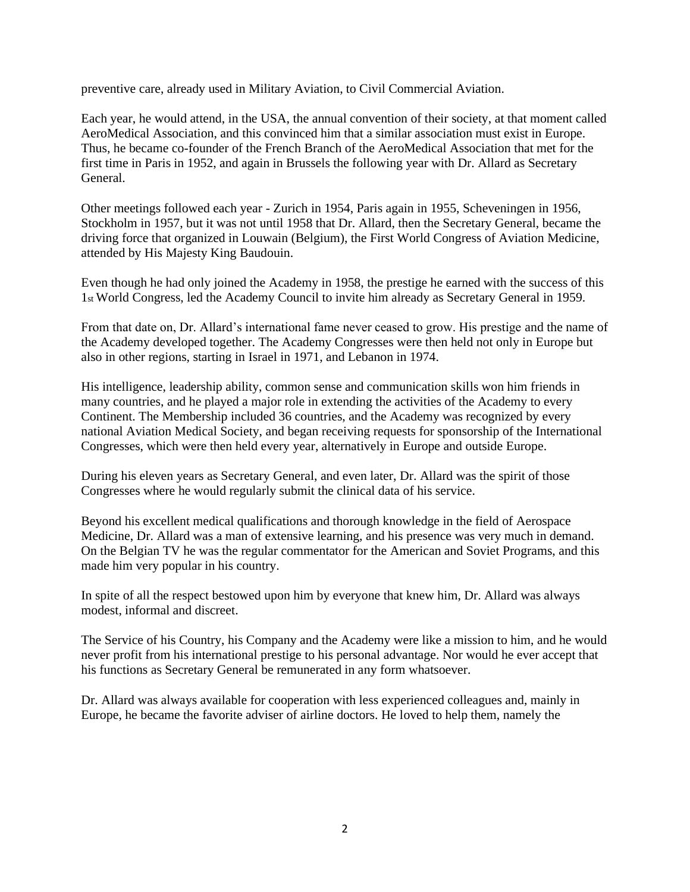preventive care, already used in Military Aviation, to Civil Commercial Aviation.

Each year, he would attend, in the USA, the annual convention of their society, at that moment called AeroMedical Association, and this convinced him that a similar association must exist in Europe. Thus, he became co-founder of the French Branch of the AeroMedical Association that met for the first time in Paris in 1952, and again in Brussels the following year with Dr. Allard as Secretary General.

Other meetings followed each year - Zurich in 1954, Paris again in 1955, Scheveningen in 1956, Stockholm in 1957, but it was not until 1958 that Dr. Allard, then the Secretary General, became the driving force that organized in Louwain (Belgium), the First World Congress of Aviation Medicine, attended by His Majesty King Baudouin.

Even though he had only joined the Academy in 1958, the prestige he earned with the success of this 1st World Congress, led the Academy Council to invite him already as Secretary General in 1959.

From that date on, Dr. Allard's international fame never ceased to grow. His prestige and the name of the Academy developed together. The Academy Congresses were then held not only in Europe but also in other regions, starting in Israel in 1971, and Lebanon in 1974.

His intelligence, leadership ability, common sense and communication skills won him friends in many countries, and he played a major role in extending the activities of the Academy to every Continent. The Membership included 36 countries, and the Academy was recognized by every national Aviation Medical Society, and began receiving requests for sponsorship of the International Congresses, which were then held every year, alternatively in Europe and outside Europe.

During his eleven years as Secretary General, and even later, Dr. Allard was the spirit of those Congresses where he would regularly submit the clinical data of his service.

Beyond his excellent medical qualifications and thorough knowledge in the field of Aerospace Medicine, Dr. Allard was a man of extensive learning, and his presence was very much in demand. On the Belgian TV he was the regular commentator for the American and Soviet Programs, and this made him very popular in his country.

In spite of all the respect bestowed upon him by everyone that knew him, Dr. Allard was always modest, informal and discreet.

The Service of his Country, his Company and the Academy were like a mission to him, and he would never profit from his international prestige to his personal advantage. Nor would he ever accept that his functions as Secretary General be remunerated in any form whatsoever.

Dr. Allard was always available for cooperation with less experienced colleagues and, mainly in Europe, he became the favorite adviser of airline doctors. He loved to help them, namely the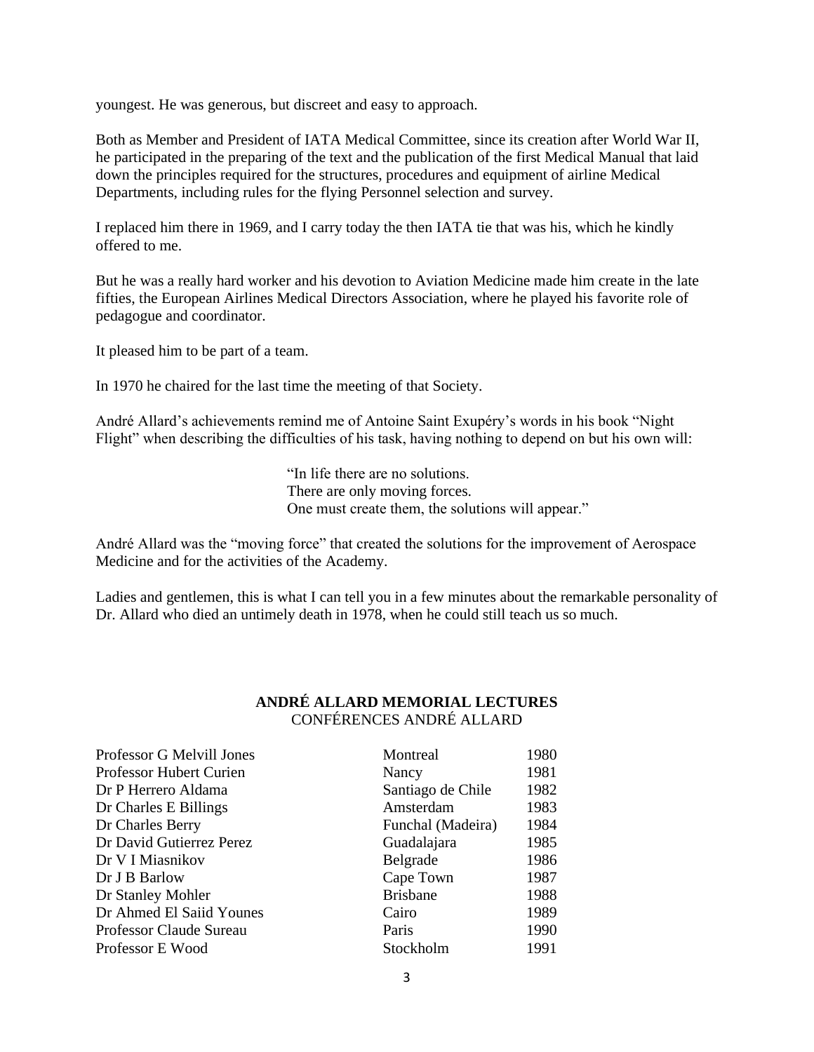youngest. He was generous, but discreet and easy to approach.

Both as Member and President of IATA Medical Committee, since its creation after World War II, he participated in the preparing of the text and the publication of the first Medical Manual that laid down the principles required for the structures, procedures and equipment of airline Medical Departments, including rules for the flying Personnel selection and survey.

I replaced him there in 1969, and I carry today the then IATA tie that was his, which he kindly offered to me.

But he was a really hard worker and his devotion to Aviation Medicine made him create in the late fifties, the European Airlines Medical Directors Association, where he played his favorite role of pedagogue and coordinator.

It pleased him to be part of a team.

In 1970 he chaired for the last time the meeting of that Society.

André Allard's achievements remind me of Antoine Saint Exupéry's words in his book "Night Flight" when describing the difficulties of his task, having nothing to depend on but his own will:

> "In life there are no solutions.
> There are only moving forces.
> One must create them, the solutions will appear."

André Allard was the "moving force" that created the solutions for the improvement of Aerospace Medicine and for the activities of the Academy.

Ladies and gentlemen, this is what I can tell you in a few minutes about the remarkable personality of Dr. Allard who died an untimely death in 1978, when he could still teach us so much.

## ANDRÉ ALLARD MEMORIAL LECTURES
CONFÉRENCES ANDRÉ ALLARD

| | | |
|---|---|---|
| Professor G Melvill Jones | Montreal | 1980 |
| Professor Hubert Curien | Nancy | 1981 |
| Dr P Herrero Aldama | Santiago de Chile | 1982 |
| Dr Charles E Billings | Amsterdam | 1983 |
| Dr Charles Berry | Funchal (Madeira) | 1984 |
| Dr David Gutierrez Perez | Guadalajara | 1985 |
| Dr V I Miasnikov | Belgrade | 1986 |
| Dr J B Barlow | Cape Town | 1987 |
| Dr Stanley Mohler | Brisbane | 1988 |
| Dr Ahmed El Saiid Younes | Cairo | 1989 |
| Professor Claude Sureau | Paris | 1990 |
| Professor E Wood | Stockholm | 1991 |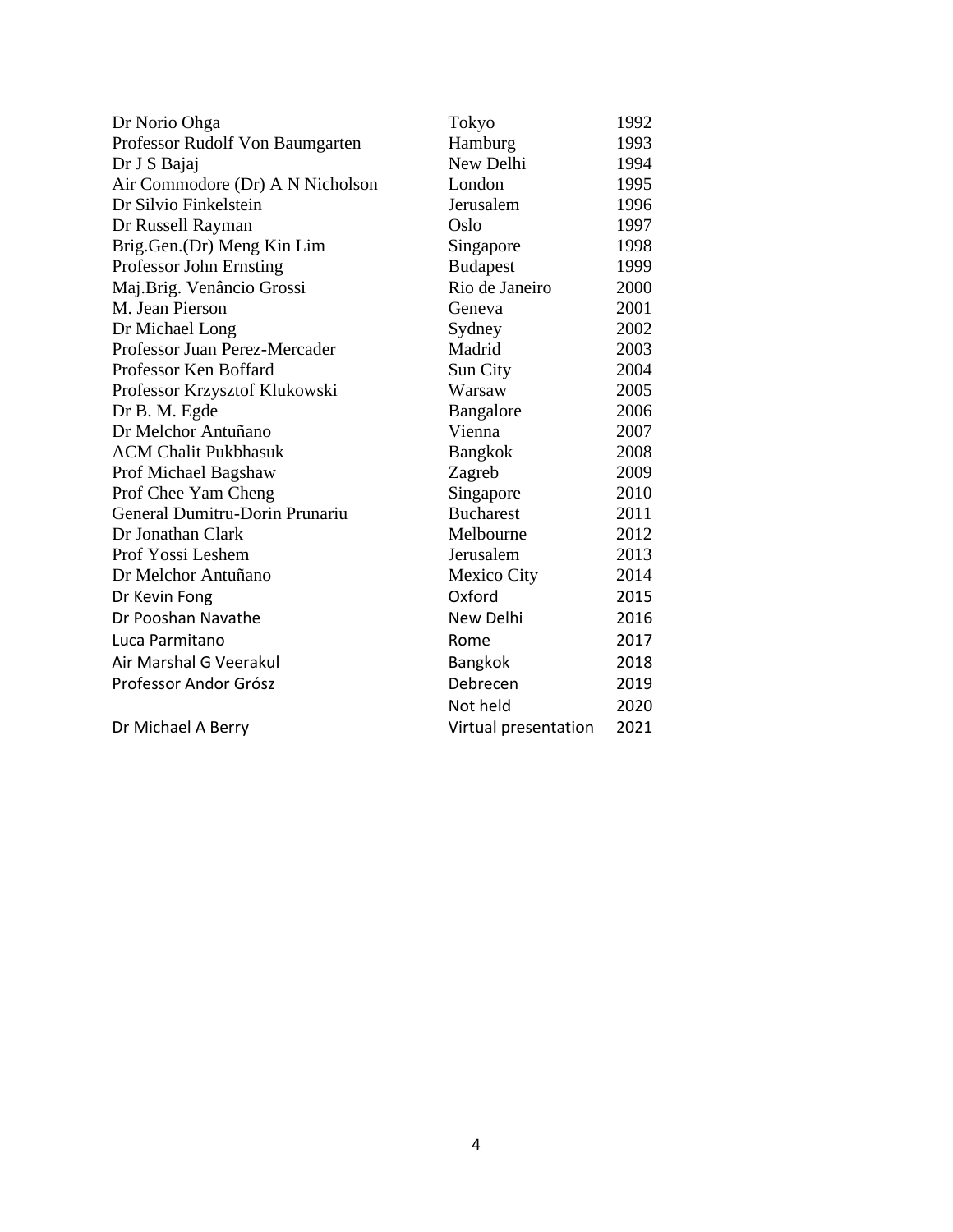| | | |
|---|---|---|
| Dr Norio Ohga | Tokyo | 1992 |
| Professor Rudolf Von Baumgarten | Hamburg | 1993 |
| Dr J S Bajaj | New Delhi | 1994 |
| Air Commodore (Dr) A N Nicholson | London | 1995 |
| Dr Silvio Finkelstein | Jerusalem | 1996 |
| Dr Russell Rayman | Oslo | 1997 |
| Brig.Gen.(Dr) Meng Kin Lim | Singapore | 1998 |
| Professor John Ernsting | Budapest | 1999 |
| Maj.Brig. Venâncio Grossi | Rio de Janeiro | 2000 |
| M. Jean Pierson | Geneva | 2001 |
| Dr Michael Long | Sydney | 2002 |
| Professor Juan Perez-Mercader | Madrid | 2003 |
| Professor Ken Boffard | Sun City | 2004 |
| Professor Krzysztof Klukowski | Warsaw | 2005 |
| Dr B. M. Egde | Bangalore | 2006 |
| Dr Melchor Antuñano | Vienna | 2007 |
| ACM Chalit Pukbhasuk | Bangkok | 2008 |
| Prof Michael Bagshaw | Zagreb | 2009 |
| Prof Chee Yam Cheng | Singapore | 2010 |
| General Dumitru-Dorin Prunariu | Bucharest | 2011 |
| Dr Jonathan Clark | Melbourne | 2012 |
| Prof Yossi Leshem | Jerusalem | 2013 |
| Dr Melchor Antuñano | Mexico City | 2014 |
| Dr Kevin Fong | Oxford | 2015 |
| Dr Pooshan Navathe | New Delhi | 2016 |
| Luca Parmitano | Rome | 2017 |
| Air Marshal G Veerakul | Bangkok | 2018 |
| Professor Andor Grósz | Debrecen | 2019 |
| | Not held | 2020 |
| Dr Michael A Berry | Virtual presentation | 2021 |